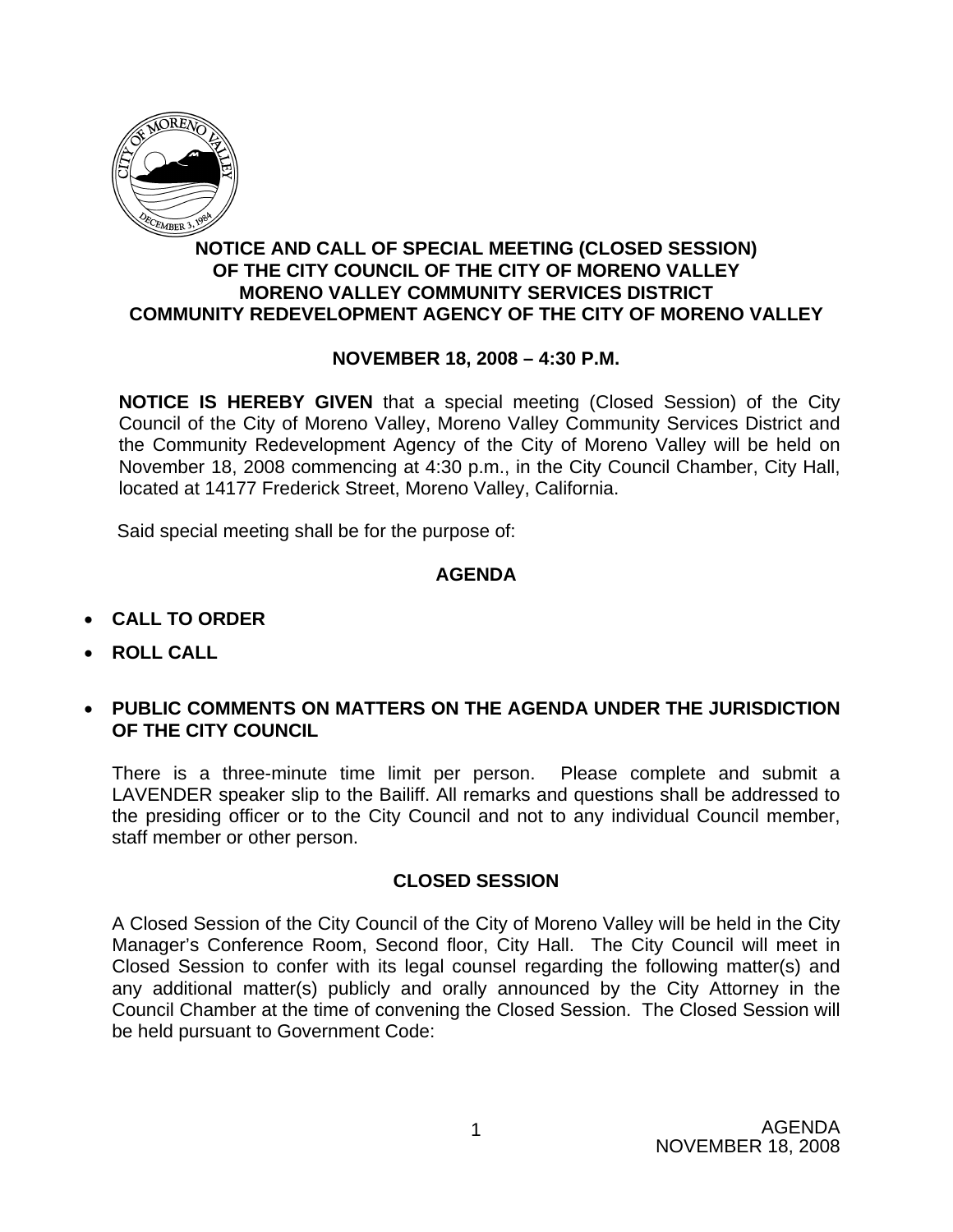# NOTICE AND CALL OF SPECIAL MEETING (CLOSED SESSION) OF THE CITY COUNCIL OF THE CITY OF MORENO VALLEY MORENO VALLEY COMMUNITY SERVICES DISTRICT COMMUNITY REDEVELOPMENT AGENCY OF THE CITY OF MORENO VALLEY

## NOVEMBER 18, 2008 – 4:30 P.M.

**NOTICE IS HEREBY GIVEN** that a special meeting (Closed Session) of the City Council of the City of Moreno Valley, Moreno Valley Community Services District and the Community Redevelopment Agency of the City of Moreno Valley will be held on November 18, 2008 commencing at 4:30 p.m., in the City Council Chamber, City Hall, located at 14177 Frederick Street, Moreno Valley, California.

Said special meeting shall be for the purpose of:

## AGENDA

- **CALL TO ORDER**
- **ROLL CALL**
- **PUBLIC COMMENTS ON MATTERS ON THE AGENDA UNDER THE JURISDICTION OF THE CITY COUNCIL**

There is a three-minute time limit per person. Please complete and submit a LAVENDER speaker slip to the Bailiff. All remarks and questions shall be addressed to the presiding officer or to the City Council and not to any individual Council member, staff member or other person.

## CLOSED SESSION

A Closed Session of the City Council of the City of Moreno Valley will be held in the City Manager's Conference Room, Second floor, City Hall. The City Council will meet in Closed Session to confer with its legal counsel regarding the following matter(s) and any additional matter(s) publicly and orally announced by the City Attorney in the Council Chamber at the time of convening the Closed Session. The Closed Session will be held pursuant to Government Code: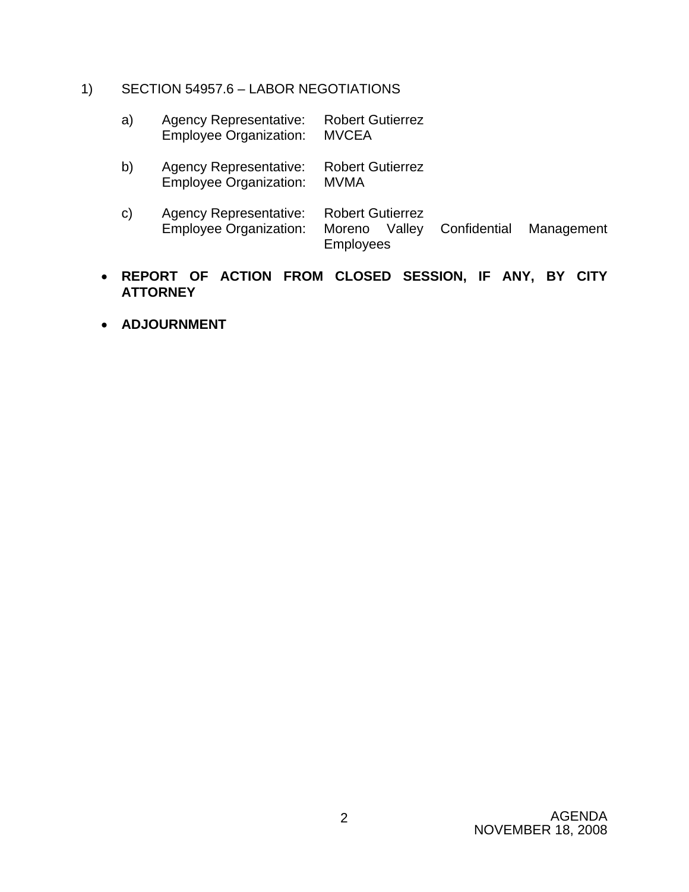1) SECTION 54957.6 – LABOR NEGOTIATIONS

a) Agency Representative: Robert Gutierrez
Employee Organization: MVCEA

b) Agency Representative: Robert Gutierrez
Employee Organization: MVMA

c) Agency Representative: Robert Gutierrez
Employee Organization: Moreno Valley Confidential Management Employees

- **REPORT OF ACTION FROM CLOSED SESSION, IF ANY, BY CITY ATTORNEY**

- **ADJOURNMENT**